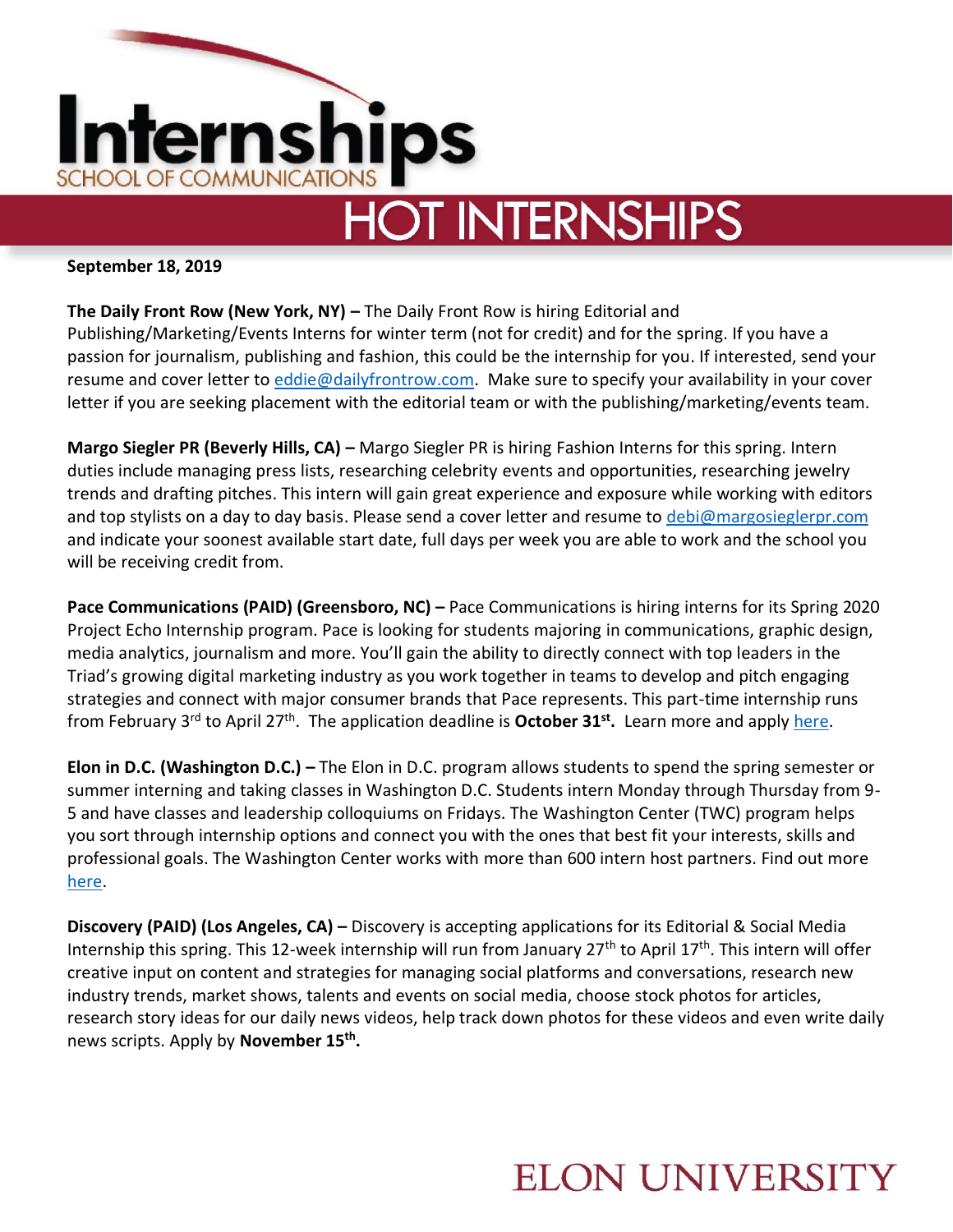# Internships

SCHOOL OF COMMUNICATIONS

## HOT INTERNSHIPS

**September 18, 2019**

**The Daily Front Row (New York, NY) –** The Daily Front Row is hiring Editorial and Publishing/Marketing/Events Interns for winter term (not for credit) and for the spring. If you have a passion for journalism, publishing and fashion, this could be the internship for you. If interested, send your resume and cover letter to eddie@dailyfrontrow.com. Make sure to specify your availability in your cover letter if you are seeking placement with the editorial team or with the publishing/marketing/events team.

**Margo Siegler PR (Beverly Hills, CA) –** Margo Siegler PR is hiring Fashion Interns for this spring. Intern duties include managing press lists, researching celebrity events and opportunities, researching jewelry trends and drafting pitches. This intern will gain great experience and exposure while working with editors and top stylists on a day to day basis. Please send a cover letter and resume to debi@margosieglerpr.com and indicate your soonest available start date, full days per week you are able to work and the school you will be receiving credit from.

**Pace Communications (PAID) (Greensboro, NC) –** Pace Communications is hiring interns for its Spring 2020 Project Echo Internship program. Pace is looking for students majoring in communications, graphic design, media analytics, journalism and more. You'll gain the ability to directly connect with top leaders in the Triad's growing digital marketing industry as you work together in teams to develop and pitch engaging strategies and connect with major consumer brands that Pace represents. This part-time internship runs from February 3rd to April 27th. The application deadline is **October 31st.** Learn more and apply here.

**Elon in D.C. (Washington D.C.) –** The Elon in D.C. program allows students to spend the spring semester or summer interning and taking classes in Washington D.C. Students intern Monday through Thursday from 9-5 and have classes and leadership colloquiums on Fridays. The Washington Center (TWC) program helps you sort through internship options and connect you with the ones that best fit your interests, skills and professional goals. The Washington Center works with more than 600 intern host partners. Find out more here.

**Discovery (PAID) (Los Angeles, CA) –** Discovery is accepting applications for its Editorial & Social Media Internship this spring. This 12-week internship will run from January 27th to April 17th. This intern will offer creative input on content and strategies for managing social platforms and conversations, research new industry trends, market shows, talents and events on social media, choose stock photos for articles, research story ideas for our daily news videos, help track down photos for these videos and even write daily news scripts. Apply by **November 15th.**

ELON UNIVERSITY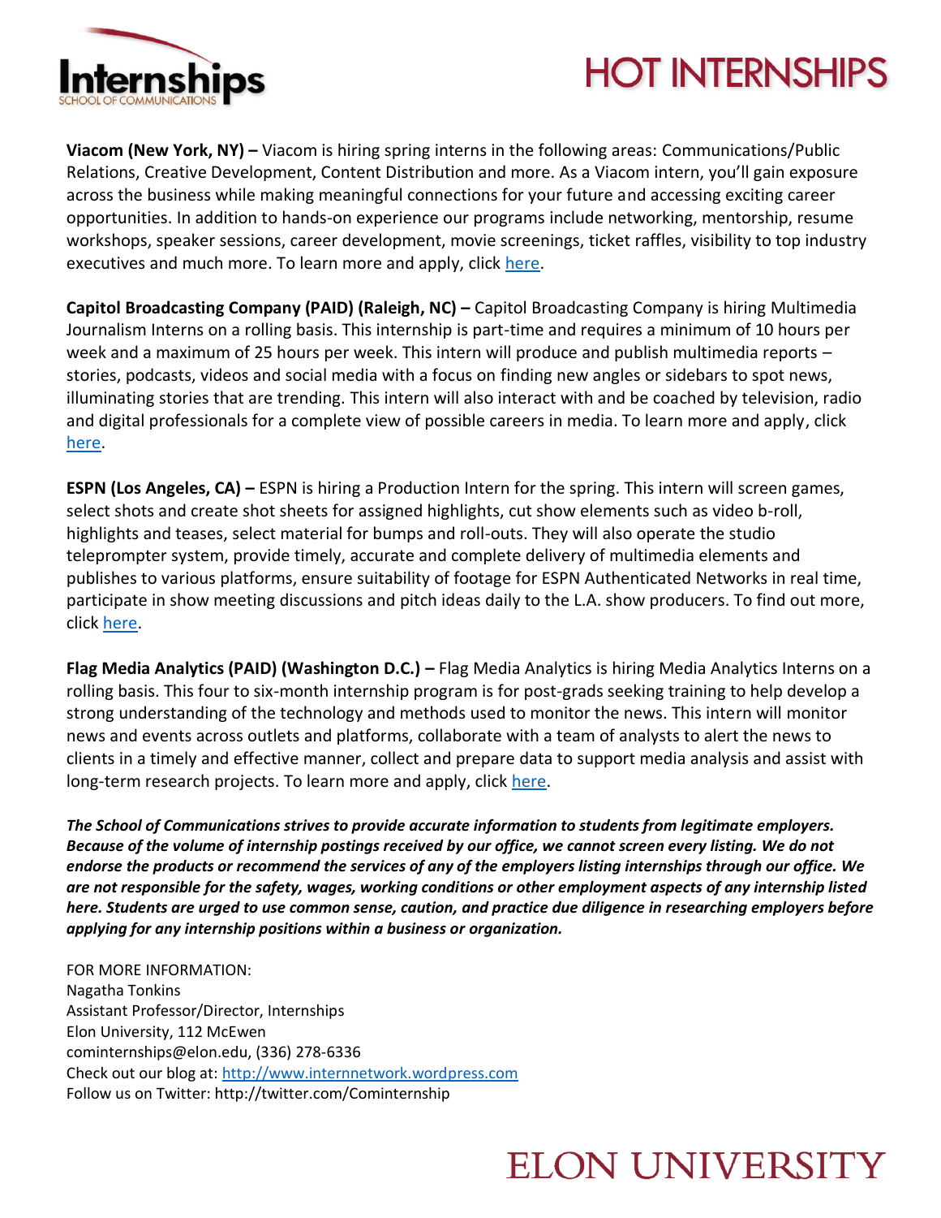# HOT INTERNSHIPS

**Viacom (New York, NY) –** Viacom is hiring spring interns in the following areas: Communications/Public Relations, Creative Development, Content Distribution and more. As a Viacom intern, you'll gain exposure across the business while making meaningful connections for your future and accessing exciting career opportunities. In addition to hands-on experience our programs include networking, mentorship, resume workshops, speaker sessions, career development, movie screenings, ticket raffles, visibility to top industry executives and much more. To learn more and apply, click here.

**Capitol Broadcasting Company (PAID) (Raleigh, NC) –** Capitol Broadcasting Company is hiring Multimedia Journalism Interns on a rolling basis. This internship is part-time and requires a minimum of 10 hours per week and a maximum of 25 hours per week. This intern will produce and publish multimedia reports – stories, podcasts, videos and social media with a focus on finding new angles or sidebars to spot news, illuminating stories that are trending. This intern will also interact with and be coached by television, radio and digital professionals for a complete view of possible careers in media. To learn more and apply, click here.

**ESPN (Los Angeles, CA) –** ESPN is hiring a Production Intern for the spring. This intern will screen games, select shots and create shot sheets for assigned highlights, cut show elements such as video b-roll, highlights and teases, select material for bumps and roll-outs. They will also operate the studio teleprompter system, provide timely, accurate and complete delivery of multimedia elements and publishes to various platforms, ensure suitability of footage for ESPN Authenticated Networks in real time, participate in show meeting discussions and pitch ideas daily to the L.A. show producers. To find out more, click here.

**Flag Media Analytics (PAID) (Washington D.C.) –** Flag Media Analytics is hiring Media Analytics Interns on a rolling basis. This four to six-month internship program is for post-grads seeking training to help develop a strong understanding of the technology and methods used to monitor the news. This intern will monitor news and events across outlets and platforms, collaborate with a team of analysts to alert the news to clients in a timely and effective manner, collect and prepare data to support media analysis and assist with long-term research projects. To learn more and apply, click here.

***The School of Communications strives to provide accurate information to students from legitimate employers. Because of the volume of internship postings received by our office, we cannot screen every listing. We do not endorse the products or recommend the services of any of the employers listing internships through our office. We are not responsible for the safety, wages, working conditions or other employment aspects of any internship listed here. Students are urged to use common sense, caution, and practice due diligence in researching employers before applying for any internship positions within a business or organization.***

FOR MORE INFORMATION:
Nagatha Tonkins
Assistant Professor/Director, Internships
Elon University, 112 McEwen
cominternships@elon.edu, (336) 278-6336
Check out our blog at: http://www.internnetwork.wordpress.com
Follow us on Twitter: http://twitter.com/Cominternship